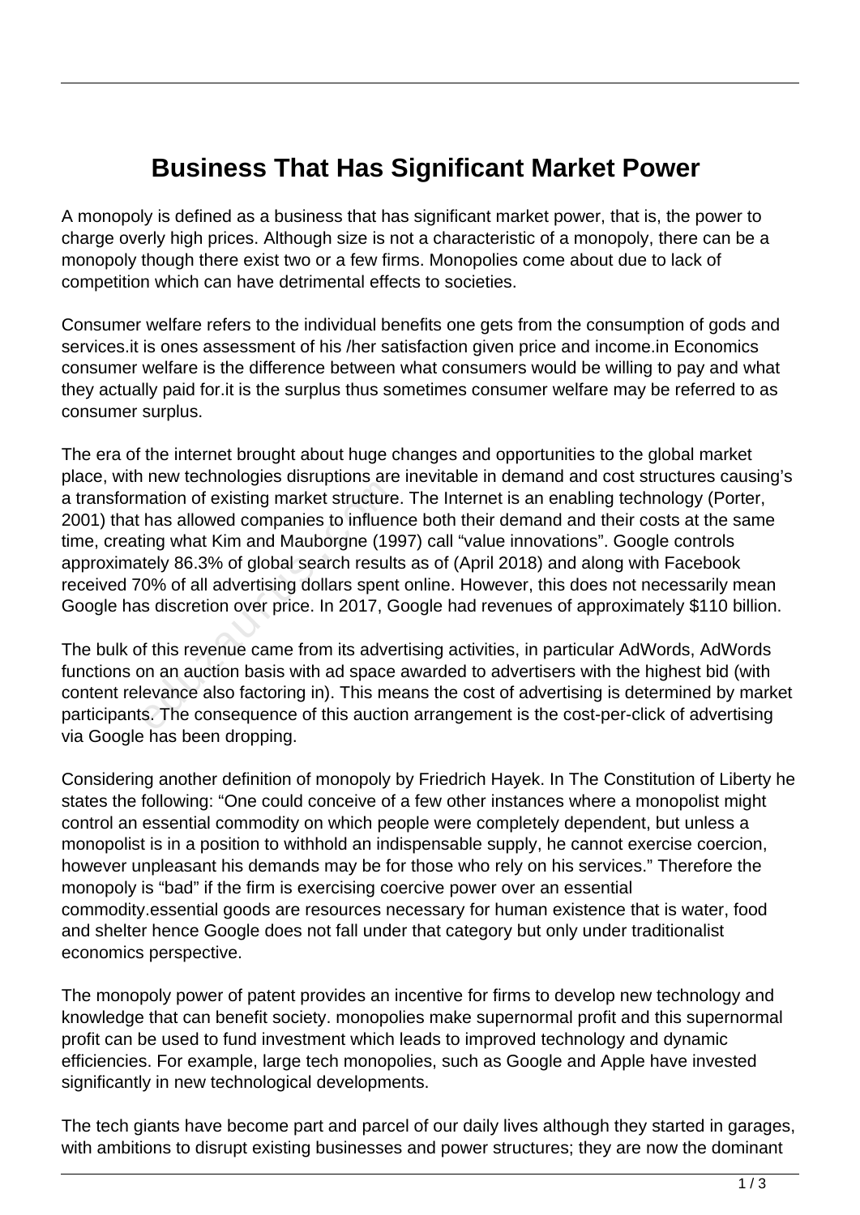# Business That Has Significant Market Power

A monopoly is defined as a business that has significant market power, that is, the power to charge overly high prices. Although size is not a characteristic of a monopoly, there can be a monopoly though there exist two or a few firms. Monopolies come about due to lack of competition which can have detrimental effects to societies.

Consumer welfare refers to the individual benefits one gets from the consumption of gods and services.it is ones assessment of his /her satisfaction given price and income.in Economics consumer welfare is the difference between what consumers would be willing to pay and what they actually paid for.it is the surplus thus sometimes consumer welfare may be referred to as consumer surplus.

The era of the internet brought about huge changes and opportunities to the global market place, with new technologies disruptions are inevitable in demand and cost structures causing's a transformation of existing market structure. The Internet is an enabling technology (Porter, 2001) that has allowed companies to influence both their demand and their costs at the same time, creating what Kim and Mauborgne (1997) call "value innovations". Google controls approximately 86.3% of global search results as of (April 2018) and along with Facebook received 70% of all advertising dollars spent online. However, this does not necessarily mean Google has discretion over price. In 2017, Google had revenues of approximately $110 billion.

The bulk of this revenue came from its advertising activities, in particular AdWords, AdWords functions on an auction basis with ad space awarded to advertisers with the highest bid (with content relevance also factoring in). This means the cost of advertising is determined by market participants. The consequence of this auction arrangement is the cost-per-click of advertising via Google has been dropping.

Considering another definition of monopoly by Friedrich Hayek. In The Constitution of Liberty he states the following: "One could conceive of a few other instances where a monopolist might control an essential commodity on which people were completely dependent, but unless a monopolist is in a position to withhold an indispensable supply, he cannot exercise coercion, however unpleasant his demands may be for those who rely on his services." Therefore the monopoly is "bad" if the firm is exercising coercive power over an essential commodity.essential goods are resources necessary for human existence that is water, food and shelter hence Google does not fall under that category but only under traditionalist economics perspective.

The monopoly power of patent provides an incentive for firms to develop new technology and knowledge that can benefit society. monopolies make supernormal profit and this supernormal profit can be used to fund investment which leads to improved technology and dynamic efficiencies. For example, large tech monopolies, such as Google and Apple have invested significantly in new technological developments.

The tech giants have become part and parcel of our daily lives although they started in garages, with ambitions to disrupt existing businesses and power structures; they are now the dominant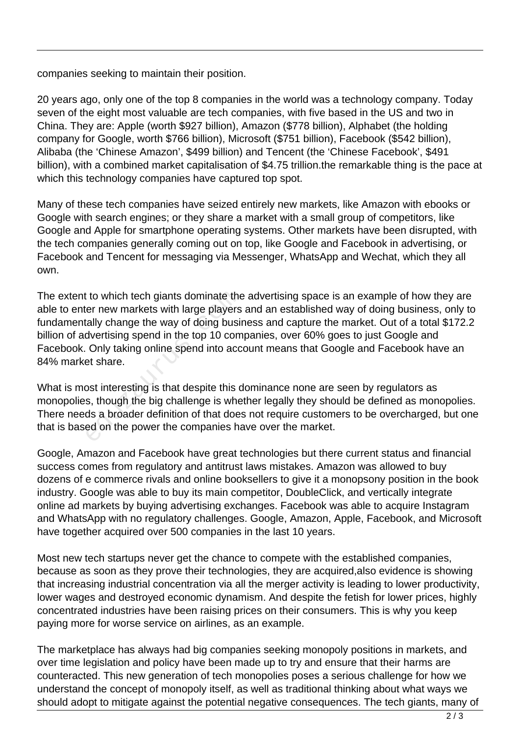companies seeking to maintain their position.

20 years ago, only one of the top 8 companies in the world was a technology company. Today seven of the eight most valuable are tech companies, with five based in the US and two in China. They are: Apple (worth $927 billion), Amazon ($778 billion), Alphabet (the holding company for Google, worth $766 billion), Microsoft ($751 billion), Facebook ($542 billion), Alibaba (the 'Chinese Amazon', $499 billion) and Tencent (the 'Chinese Facebook', $491 billion), with a combined market capitalisation of $4.75 trillion.the remarkable thing is the pace at which this technology companies have captured top spot.

Many of these tech companies have seized entirely new markets, like Amazon with ebooks or Google with search engines; or they share a market with a small group of competitors, like Google and Apple for smartphone operating systems. Other markets have been disrupted, with the tech companies generally coming out on top, like Google and Facebook in advertising, or Facebook and Tencent for messaging via Messenger, WhatsApp and Wechat, which they all own.

The extent to which tech giants dominate the advertising space is an example of how they are able to enter new markets with large players and an established way of doing business, only to fundamentally change the way of doing business and capture the market. Out of a total $172.2 billion of advertising spend in the top 10 companies, over 60% goes to just Google and Facebook. Only taking online spend into account means that Google and Facebook have an 84% market share.

What is most interesting is that despite this dominance none are seen by regulators as monopolies, though the big challenge is whether legally they should be defined as monopolies. There needs a broader definition of that does not require customers to be overcharged, but one that is based on the power the companies have over the market.

Google, Amazon and Facebook have great technologies but there current status and financial success comes from regulatory and antitrust laws mistakes. Amazon was allowed to buy dozens of e commerce rivals and online booksellers to give it a monopsony position in the book industry. Google was able to buy its main competitor, DoubleClick, and vertically integrate online ad markets by buying advertising exchanges. Facebook was able to acquire Instagram and WhatsApp with no regulatory challenges. Google, Amazon, Apple, Facebook, and Microsoft have together acquired over 500 companies in the last 10 years.

Most new tech startups never get the chance to compete with the established companies, because as soon as they prove their technologies, they are acquired,also evidence is showing that increasing industrial concentration via all the merger activity is leading to lower productivity, lower wages and destroyed economic dynamism. And despite the fetish for lower prices, highly concentrated industries have been raising prices on their consumers. This is why you keep paying more for worse service on airlines, as an example.

The marketplace has always had big companies seeking monopoly positions in markets, and over time legislation and policy have been made up to try and ensure that their harms are counteracted. This new generation of tech monopolies poses a serious challenge for how we understand the concept of monopoly itself, as well as traditional thinking about what ways we should adopt to mitigate against the potential negative consequences. The tech giants, many of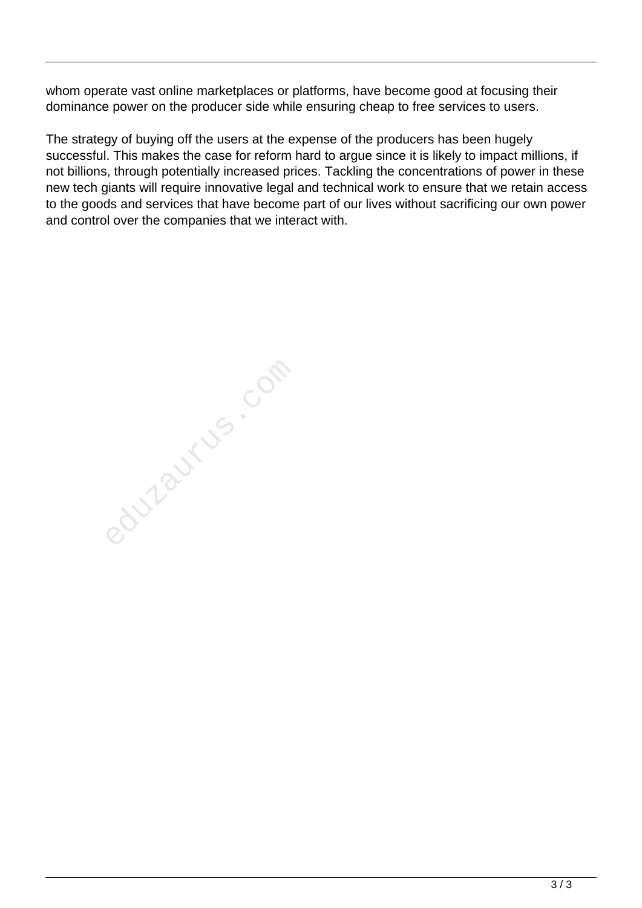whom operate vast online marketplaces or platforms, have become good at focusing their dominance power on the producer side while ensuring cheap to free services to users.

The strategy of buying off the users at the expense of the producers has been hugely successful. This makes the case for reform hard to argue since it is likely to impact millions, if not billions, through potentially increased prices. Tackling the concentrations of power in these new tech giants will require innovative legal and technical work to ensure that we retain access to the goods and services that have become part of our lives without sacrificing our own power and control over the companies that we interact with.